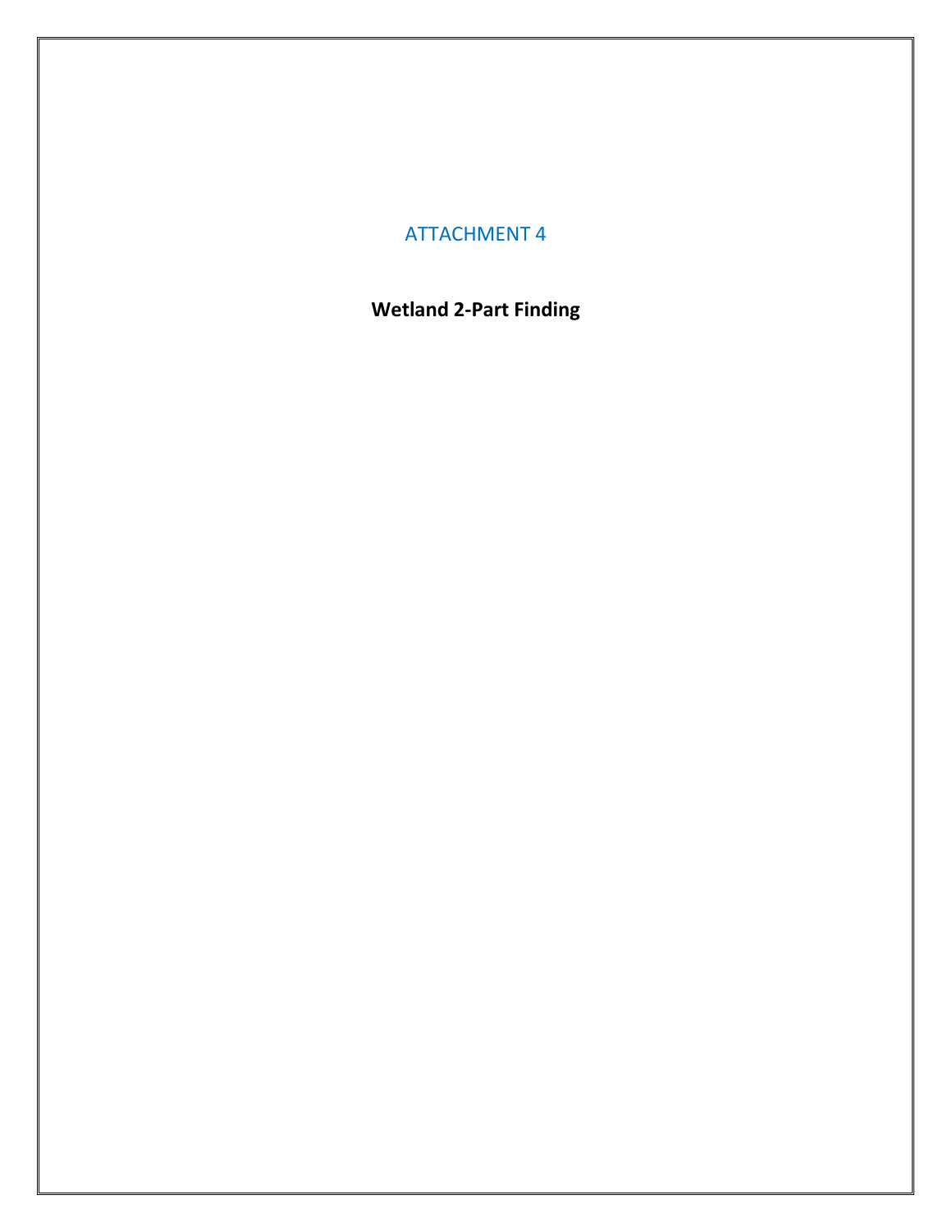# ATTACHMENT 4

## Wetland 2-Part Finding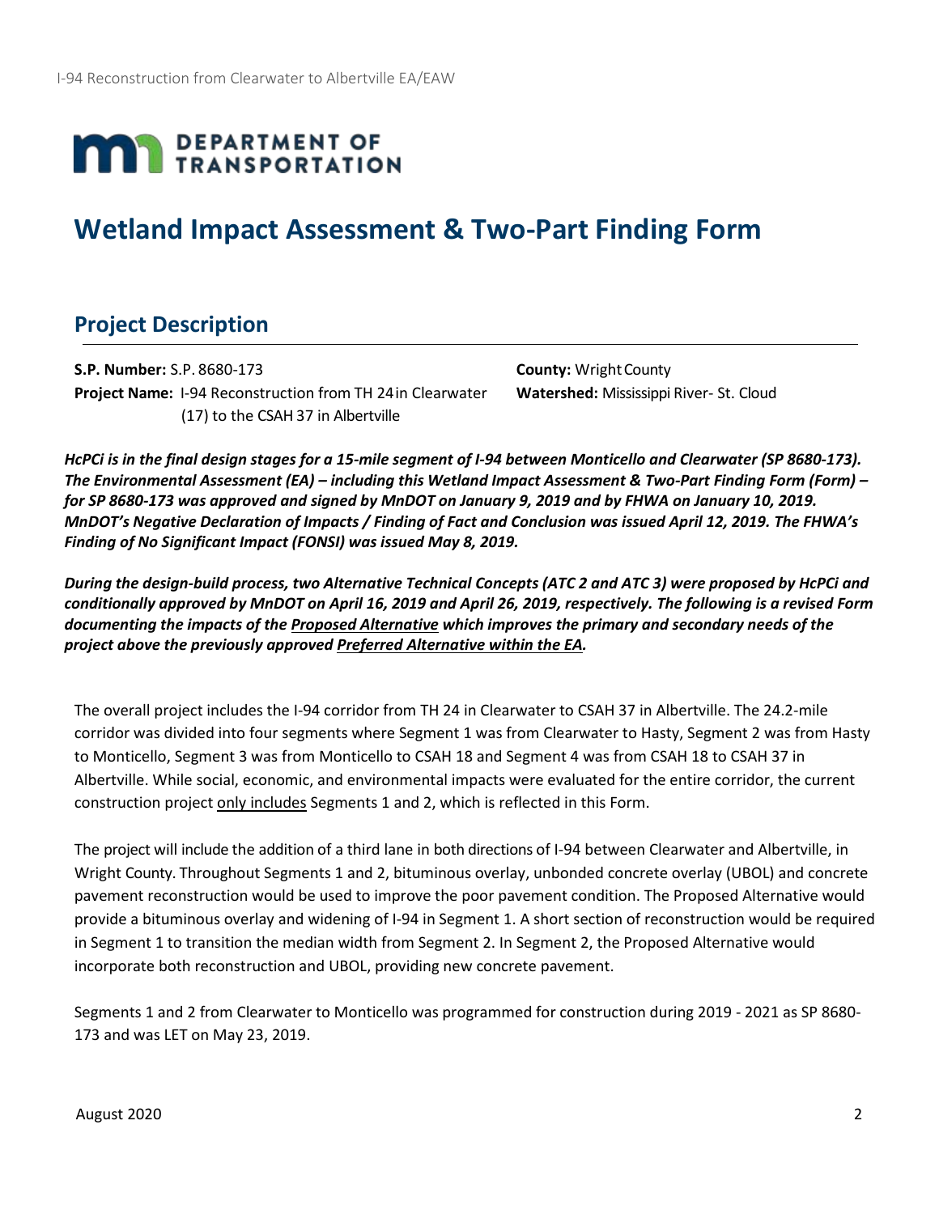**DEPARTMENT OF TRANSPORTATION**

# Wetland Impact Assessment & Two-Part Finding Form

## Project Description

**S.P. Number:** S.P. 8680-173

**Project Name:** I-94 Reconstruction from TH 24 in Clearwater (17) to the CSAH 37 in Albertville

**County:** Wright County

**Watershed:** Mississippi River- St. Cloud

***HcPCi is in the final design stages for a 15-mile segment of I-94 between Monticello and Clearwater (SP 8680-173). The Environmental Assessment (EA) – including this Wetland Impact Assessment & Two-Part Finding Form (Form) – for SP 8680-173 was approved and signed by MnDOT on January 9, 2019 and by FHWA on January 10, 2019. MnDOT's Negative Declaration of Impacts / Finding of Fact and Conclusion was issued April 12, 2019. The FHWA's Finding of No Significant Impact (FONSI) was issued May 8, 2019.***

***During the design-build process, two Alternative Technical Concepts (ATC 2 and ATC 3) were proposed by HcPCi and conditionally approved by MnDOT on April 16, 2019 and April 26, 2019, respectively. The following is a revised Form documenting the impacts of the <u>Proposed Alternative</u> which improves the primary and secondary needs of the project above the previously approved <u>Preferred Alternative within the EA</u>.***

The overall project includes the I-94 corridor from TH 24 in Clearwater to CSAH 37 in Albertville. The 24.2-mile corridor was divided into four segments where Segment 1 was from Clearwater to Hasty, Segment 2 was from Hasty to Monticello, Segment 3 was from Monticello to CSAH 18 and Segment 4 was from CSAH 18 to CSAH 37 in Albertville. While social, economic, and environmental impacts were evaluated for the entire corridor, the current construction project <u>only includes</u> Segments 1 and 2, which is reflected in this Form.

The project will include the addition of a third lane in both directions of I-94 between Clearwater and Albertville, in Wright County. Throughout Segments 1 and 2, bituminous overlay, unbonded concrete overlay (UBOL) and concrete pavement reconstruction would be used to improve the poor pavement condition. The Proposed Alternative would provide a bituminous overlay and widening of I-94 in Segment 1. A short section of reconstruction would be required in Segment 1 to transition the median width from Segment 2. In Segment 2, the Proposed Alternative would incorporate both reconstruction and UBOL, providing new concrete pavement.

Segments 1 and 2 from Clearwater to Monticello was programmed for construction during 2019 - 2021 as SP 8680-173 and was LET on May 23, 2019.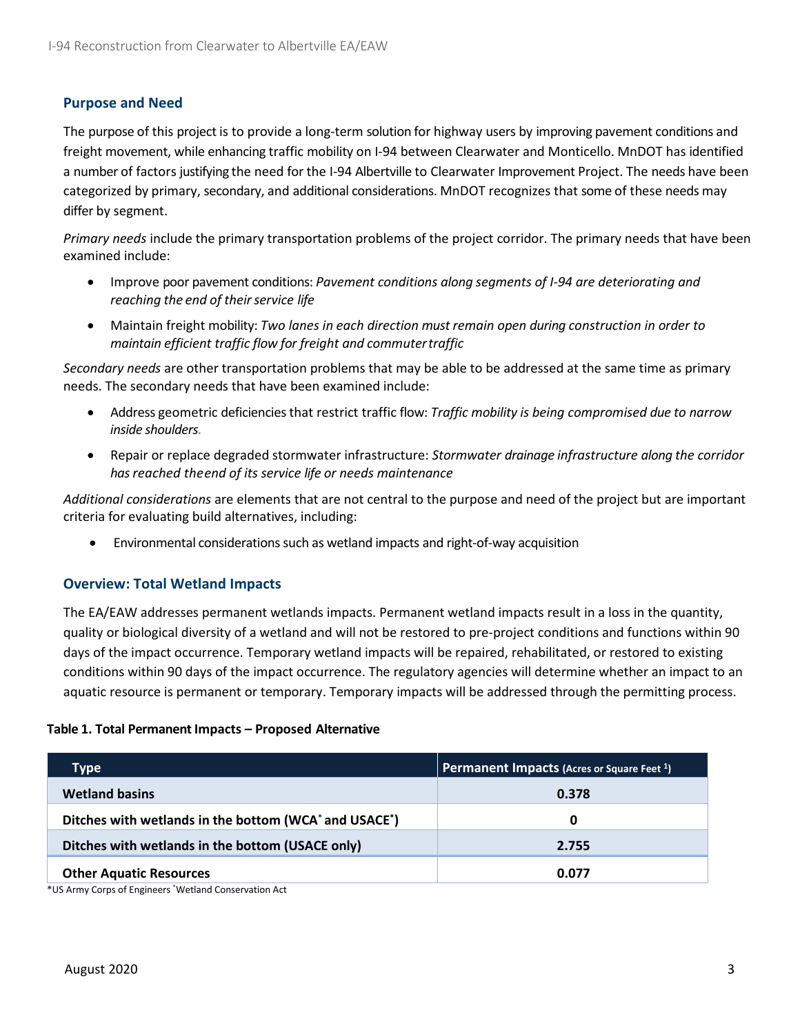## Purpose and Need

The purpose of this project is to provide a long-term solution for highway users by improving pavement conditions and freight movement, while enhancing traffic mobility on I-94 between Clearwater and Monticello. MnDOT has identified a number of factors justifying the need for the I-94 Albertville to Clearwater Improvement Project. The needs have been categorized by primary, secondary, and additional considerations. MnDOT recognizes that some of these needs may differ by segment.

*Primary needs* include the primary transportation problems of the project corridor. The primary needs that have been examined include:

- Improve poor pavement conditions: *Pavement conditions along segments of I-94 are deteriorating and reaching the end of their service life*
- Maintain freight mobility: *Two lanes in each direction must remain open during construction in order to maintain efficient traffic flow for freight and commuter traffic*

*Secondary needs* are other transportation problems that may be able to be addressed at the same time as primary needs. The secondary needs that have been examined include:

- Address geometric deficiencies that restrict traffic flow: *Traffic mobility is being compromised due to narrow inside shoulders.*
- Repair or replace degraded stormwater infrastructure: *Stormwater drainage infrastructure along the corridor has reached the end of its service life or needs maintenance*

*Additional considerations* are elements that are not central to the purpose and need of the project but are important criteria for evaluating build alternatives, including:

- Environmental considerations such as wetland impacts and right-of-way acquisition

## Overview: Total Wetland Impacts

The EA/EAW addresses permanent wetlands impacts. Permanent wetland impacts result in a loss in the quantity, quality or biological diversity of a wetland and will not be restored to pre-project conditions and functions within 90 days of the impact occurrence. Temporary wetland impacts will be repaired, rehabilitated, or restored to existing conditions within 90 days of the impact occurrence. The regulatory agencies will determine whether an impact to an aquatic resource is permanent or temporary. Temporary impacts will be addressed through the permitting process.

**Table 1. Total Permanent Impacts – Proposed Alternative**

| Type | Permanent Impacts (Acres or Square Feet [1]) |
|---|---|
| **Wetland basins** | **0.378** |
| **Ditches with wetlands in the bottom (WCA\* and USACE\*)** | **0** |
| **Ditches with wetlands in the bottom (USACE only)** | **2.755** |
| **Other Aquatic Resources** | **0.077** |

*US Army Corps of Engineers *Wetland Conservation Act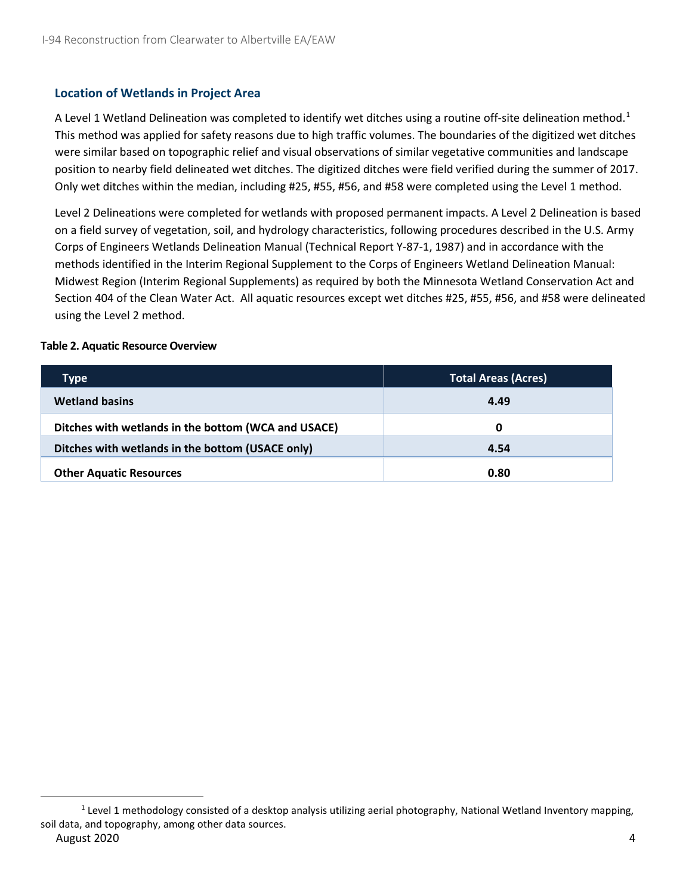### Location of Wetlands in Project Area

A Level 1 Wetland Delineation was completed to identify wet ditches using a routine off-site delineation method.[1] This method was applied for safety reasons due to high traffic volumes. The boundaries of the digitized wet ditches were similar based on topographic relief and visual observations of similar vegetative communities and landscape position to nearby field delineated wet ditches. The digitized ditches were field verified during the summer of 2017. Only wet ditches within the median, including #25, #55, #56, and #58 were completed using the Level 1 method.

Level 2 Delineations were completed for wetlands with proposed permanent impacts. A Level 2 Delineation is based on a field survey of vegetation, soil, and hydrology characteristics, following procedures described in the U.S. Army Corps of Engineers Wetlands Delineation Manual (Technical Report Y-87-1, 1987) and in accordance with the methods identified in the Interim Regional Supplement to the Corps of Engineers Wetland Delineation Manual: Midwest Region (Interim Regional Supplements) as required by both the Minnesota Wetland Conservation Act and Section 404 of the Clean Water Act. All aquatic resources except wet ditches #25, #55, #56, and #58 were delineated using the Level 2 method.

**Table 2. Aquatic Resource Overview**

| Type | Total Areas (Acres) |
|---|---|
| **Wetland basins** | **4.49** |
| **Ditches with wetlands in the bottom (WCA and USACE)** | **0** |
| **Ditches with wetlands in the bottom (USACE only)** | **4.54** |
| **Other Aquatic Resources** | **0.80** |

[1] Level 1 methodology consisted of a desktop analysis utilizing aerial photography, National Wetland Inventory mapping, soil data, and topography, among other data sources.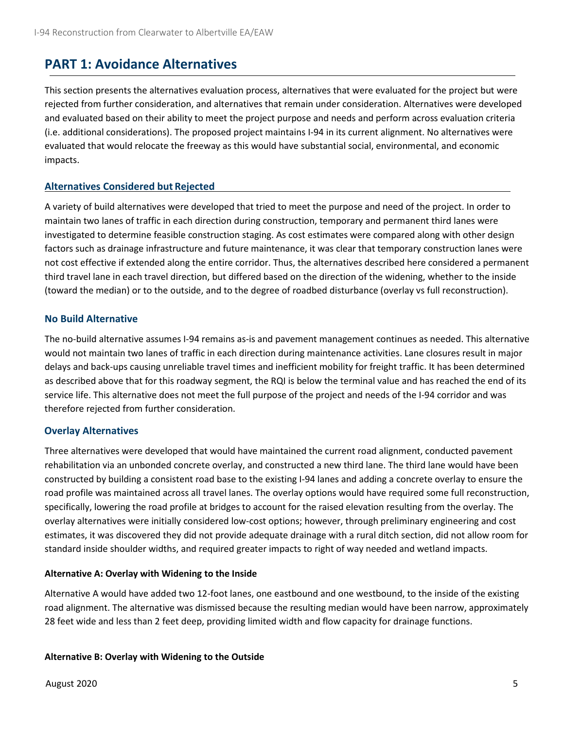# PART 1: Avoidance Alternatives

This section presents the alternatives evaluation process, alternatives that were evaluated for the project but were rejected from further consideration, and alternatives that remain under consideration. Alternatives were developed and evaluated based on their ability to meet the project purpose and needs and perform across evaluation criteria (i.e. additional considerations). The proposed project maintains I-94 in its current alignment. No alternatives were evaluated that would relocate the freeway as this would have substantial social, environmental, and economic impacts.

## Alternatives Considered but Rejected

A variety of build alternatives were developed that tried to meet the purpose and need of the project. In order to maintain two lanes of traffic in each direction during construction, temporary and permanent third lanes were investigated to determine feasible construction staging. As cost estimates were compared along with other design factors such as drainage infrastructure and future maintenance, it was clear that temporary construction lanes were not cost effective if extended along the entire corridor. Thus, the alternatives described here considered a permanent third travel lane in each travel direction, but differed based on the direction of the widening, whether to the inside (toward the median) or to the outside, and to the degree of roadbed disturbance (overlay vs full reconstruction).

### No Build Alternative

The no-build alternative assumes I-94 remains as-is and pavement management continues as needed. This alternative would not maintain two lanes of traffic in each direction during maintenance activities. Lane closures result in major delays and back-ups causing unreliable travel times and inefficient mobility for freight traffic. It has been determined as described above that for this roadway segment, the RQI is below the terminal value and has reached the end of its service life. This alternative does not meet the full purpose of the project and needs of the I-94 corridor and was therefore rejected from further consideration.

### Overlay Alternatives

Three alternatives were developed that would have maintained the current road alignment, conducted pavement rehabilitation via an unbonded concrete overlay, and constructed a new third lane. The third lane would have been constructed by building a consistent road base to the existing I-94 lanes and adding a concrete overlay to ensure the road profile was maintained across all travel lanes. The overlay options would have required some full reconstruction, specifically, lowering the road profile at bridges to account for the raised elevation resulting from the overlay. The overlay alternatives were initially considered low-cost options; however, through preliminary engineering and cost estimates, it was discovered they did not provide adequate drainage with a rural ditch section, did not allow room for standard inside shoulder widths, and required greater impacts to right of way needed and wetland impacts.

#### Alternative A: Overlay with Widening to the Inside

Alternative A would have added two 12-foot lanes, one eastbound and one westbound, to the inside of the existing road alignment. The alternative was dismissed because the resulting median would have been narrow, approximately 28 feet wide and less than 2 feet deep, providing limited width and flow capacity for drainage functions.

#### Alternative B: Overlay with Widening to the Outside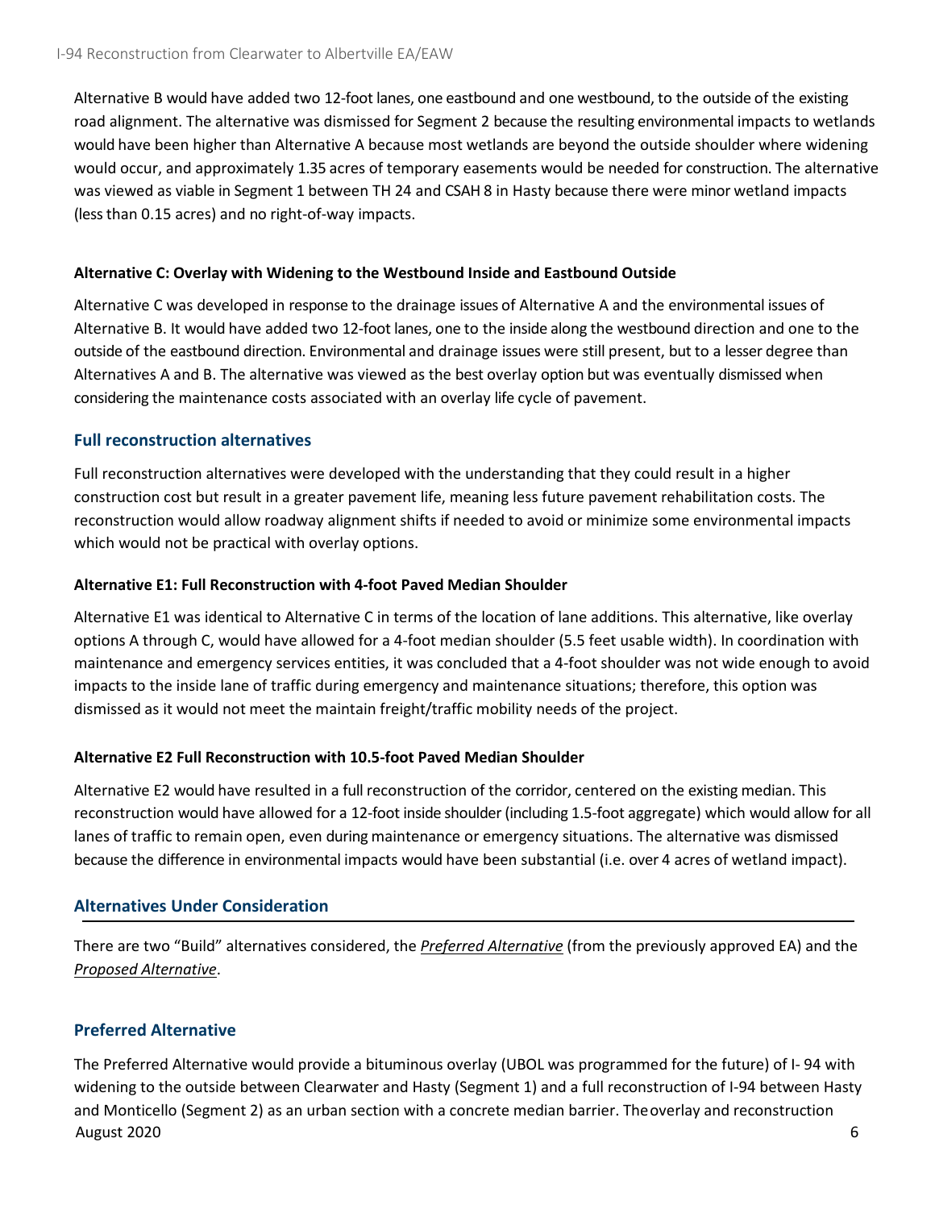Alternative B would have added two 12-foot lanes, one eastbound and one westbound, to the outside of the existing road alignment. The alternative was dismissed for Segment 2 because the resulting environmental impacts to wetlands would have been higher than Alternative A because most wetlands are beyond the outside shoulder where widening would occur, and approximately 1.35 acres of temporary easements would be needed for construction. The alternative was viewed as viable in Segment 1 between TH 24 and CSAH 8 in Hasty because there were minor wetland impacts (less than 0.15 acres) and no right-of-way impacts.

#### Alternative C: Overlay with Widening to the Westbound Inside and Eastbound Outside

Alternative C was developed in response to the drainage issues of Alternative A and the environmental issues of Alternative B. It would have added two 12-foot lanes, one to the inside along the westbound direction and one to the outside of the eastbound direction. Environmental and drainage issues were still present, but to a lesser degree than Alternatives A and B. The alternative was viewed as the best overlay option but was eventually dismissed when considering the maintenance costs associated with an overlay life cycle of pavement.

### Full reconstruction alternatives

Full reconstruction alternatives were developed with the understanding that they could result in a higher construction cost but result in a greater pavement life, meaning less future pavement rehabilitation costs. The reconstruction would allow roadway alignment shifts if needed to avoid or minimize some environmental impacts which would not be practical with overlay options.

#### Alternative E1: Full Reconstruction with 4-foot Paved Median Shoulder

Alternative E1 was identical to Alternative C in terms of the location of lane additions. This alternative, like overlay options A through C, would have allowed for a 4-foot median shoulder (5.5 feet usable width). In coordination with maintenance and emergency services entities, it was concluded that a 4-foot shoulder was not wide enough to avoid impacts to the inside lane of traffic during emergency and maintenance situations; therefore, this option was dismissed as it would not meet the maintain freight/traffic mobility needs of the project.

#### Alternative E2 Full Reconstruction with 10.5-foot Paved Median Shoulder

Alternative E2 would have resulted in a full reconstruction of the corridor, centered on the existing median. This reconstruction would have allowed for a 12-foot inside shoulder (including 1.5-foot aggregate) which would allow for all lanes of traffic to remain open, even during maintenance or emergency situations. The alternative was dismissed because the difference in environmental impacts would have been substantial (i.e. over 4 acres of wetland impact).

## Alternatives Under Consideration

There are two "Build" alternatives considered, the *Preferred Alternative* (from the previously approved EA) and the *Proposed Alternative*.

### Preferred Alternative

The Preferred Alternative would provide a bituminous overlay (UBOL was programmed for the future) of I- 94 with widening to the outside between Clearwater and Hasty (Segment 1) and a full reconstruction of I-94 between Hasty and Monticello (Segment 2) as an urban section with a concrete median barrier. The overlay and reconstruction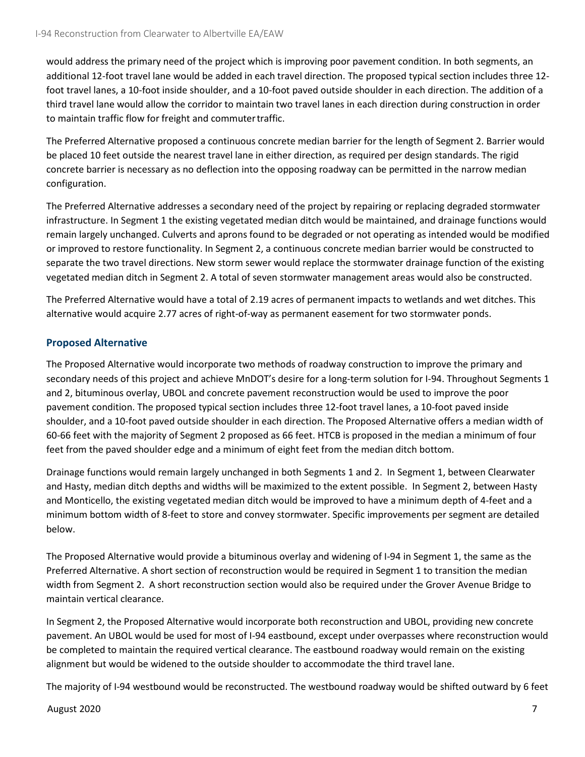would address the primary need of the project which is improving poor pavement condition. In both segments, an additional 12-foot travel lane would be added in each travel direction. The proposed typical section includes three 12-foot travel lanes, a 10-foot inside shoulder, and a 10-foot paved outside shoulder in each direction. The addition of a third travel lane would allow the corridor to maintain two travel lanes in each direction during construction in order to maintain traffic flow for freight and commuter traffic.

The Preferred Alternative proposed a continuous concrete median barrier for the length of Segment 2. Barrier would be placed 10 feet outside the nearest travel lane in either direction, as required per design standards. The rigid concrete barrier is necessary as no deflection into the opposing roadway can be permitted in the narrow median configuration.

The Preferred Alternative addresses a secondary need of the project by repairing or replacing degraded stormwater infrastructure. In Segment 1 the existing vegetated median ditch would be maintained, and drainage functions would remain largely unchanged. Culverts and aprons found to be degraded or not operating as intended would be modified or improved to restore functionality. In Segment 2, a continuous concrete median barrier would be constructed to separate the two travel directions. New storm sewer would replace the stormwater drainage function of the existing vegetated median ditch in Segment 2. A total of seven stormwater management areas would also be constructed.

The Preferred Alternative would have a total of 2.19 acres of permanent impacts to wetlands and wet ditches. This alternative would acquire 2.77 acres of right-of-way as permanent easement for two stormwater ponds.

### Proposed Alternative

The Proposed Alternative would incorporate two methods of roadway construction to improve the primary and secondary needs of this project and achieve MnDOT's desire for a long-term solution for I-94. Throughout Segments 1 and 2, bituminous overlay, UBOL and concrete pavement reconstruction would be used to improve the poor pavement condition. The proposed typical section includes three 12-foot travel lanes, a 10-foot paved inside shoulder, and a 10-foot paved outside shoulder in each direction. The Proposed Alternative offers a median width of 60-66 feet with the majority of Segment 2 proposed as 66 feet. HTCB is proposed in the median a minimum of four feet from the paved shoulder edge and a minimum of eight feet from the median ditch bottom.

Drainage functions would remain largely unchanged in both Segments 1 and 2. In Segment 1, between Clearwater and Hasty, median ditch depths and widths will be maximized to the extent possible. In Segment 2, between Hasty and Monticello, the existing vegetated median ditch would be improved to have a minimum depth of 4-feet and a minimum bottom width of 8-feet to store and convey stormwater. Specific improvements per segment are detailed below.

The Proposed Alternative would provide a bituminous overlay and widening of I-94 in Segment 1, the same as the Preferred Alternative. A short section of reconstruction would be required in Segment 1 to transition the median width from Segment 2. A short reconstruction section would also be required under the Grover Avenue Bridge to maintain vertical clearance.

In Segment 2, the Proposed Alternative would incorporate both reconstruction and UBOL, providing new concrete pavement. An UBOL would be used for most of I-94 eastbound, except under overpasses where reconstruction would be completed to maintain the required vertical clearance. The eastbound roadway would remain on the existing alignment but would be widened to the outside shoulder to accommodate the third travel lane.

The majority of I-94 westbound would be reconstructed. The westbound roadway would be shifted outward by 6 feet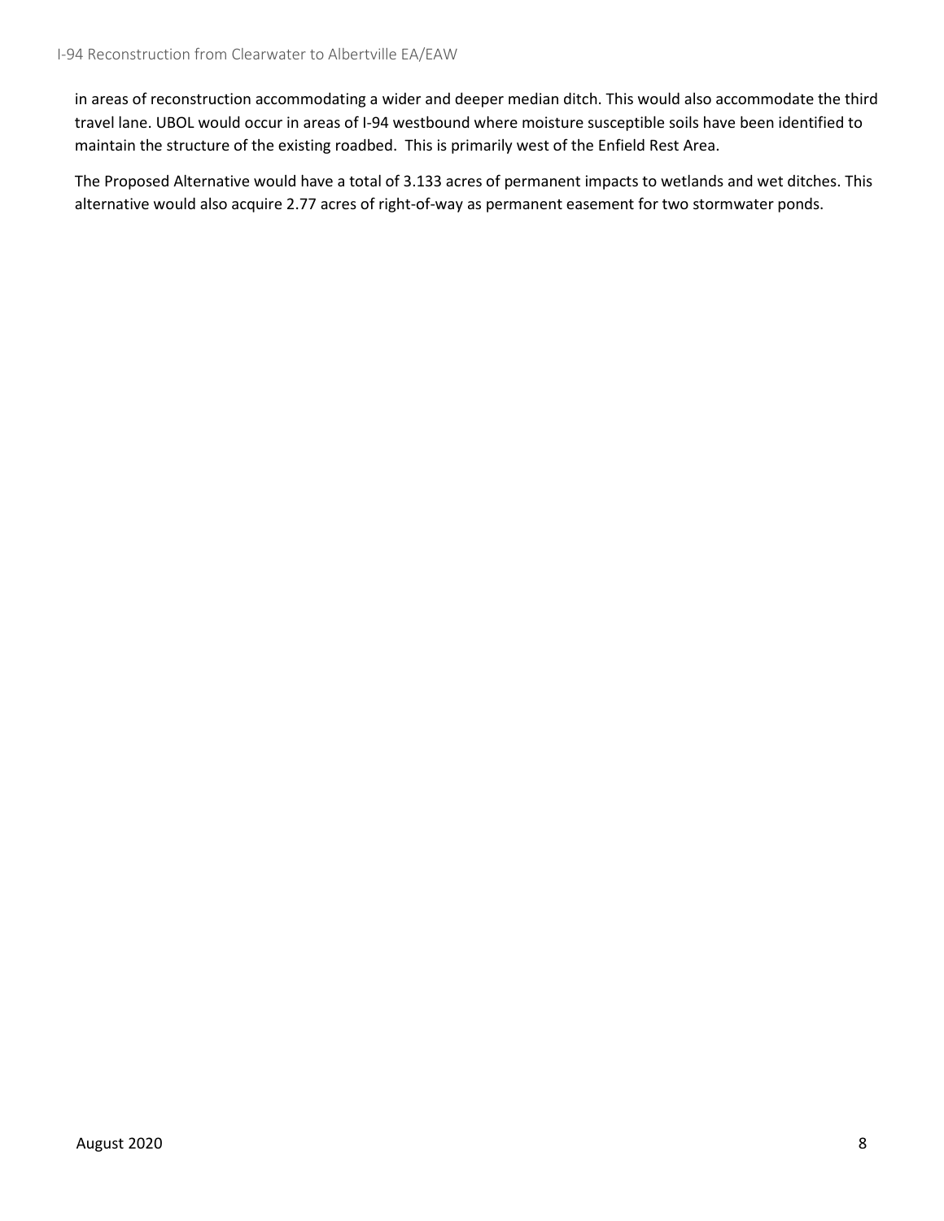in areas of reconstruction accommodating a wider and deeper median ditch. This would also accommodate the third travel lane. UBOL would occur in areas of I-94 westbound where moisture susceptible soils have been identified to maintain the structure of the existing roadbed. This is primarily west of the Enfield Rest Area.

The Proposed Alternative would have a total of 3.133 acres of permanent impacts to wetlands and wet ditches. This alternative would also acquire 2.77 acres of right-of-way as permanent easement for two stormwater ponds.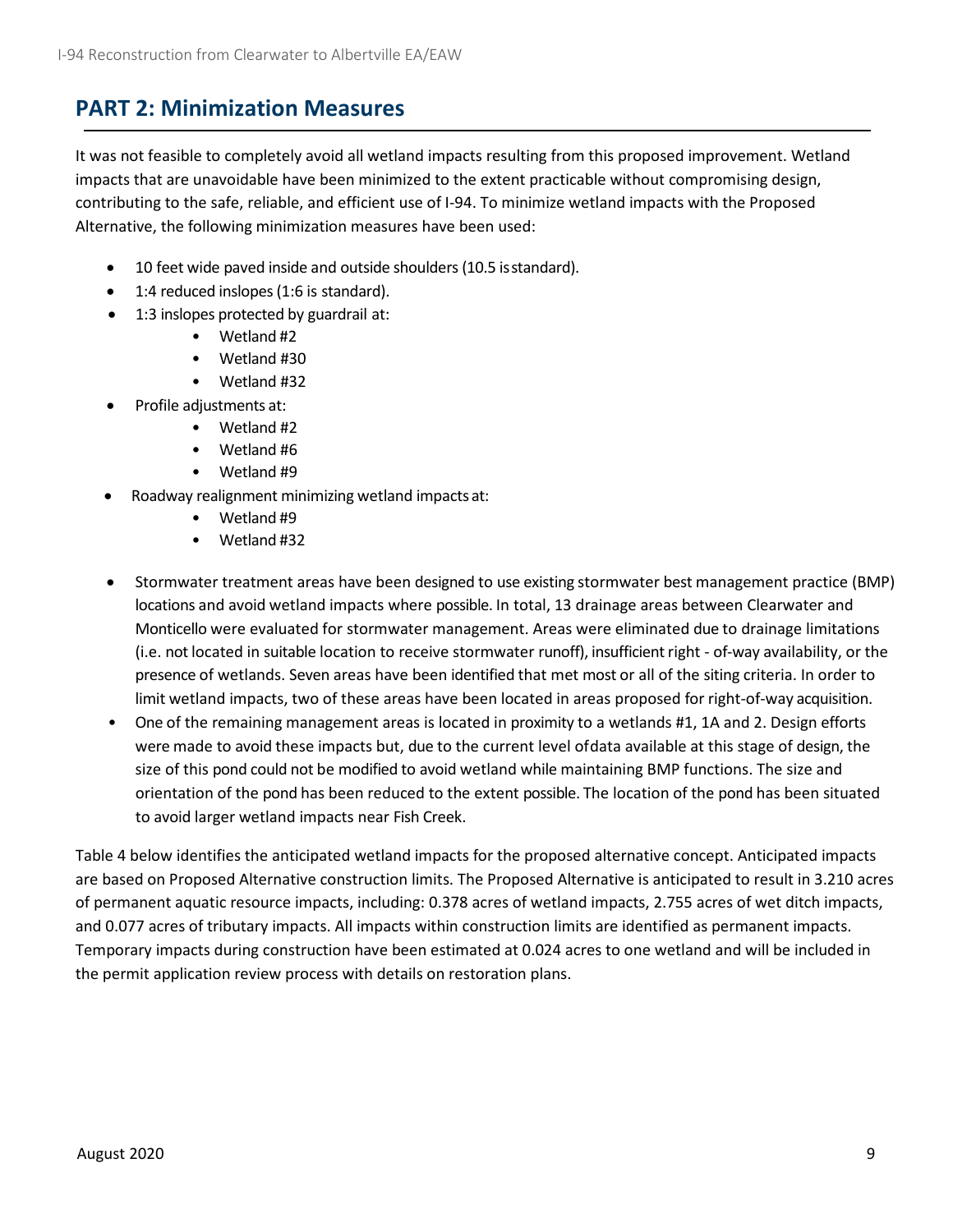## PART 2: Minimization Measures

It was not feasible to completely avoid all wetland impacts resulting from this proposed improvement. Wetland impacts that are unavoidable have been minimized to the extent practicable without compromising design, contributing to the safe, reliable, and efficient use of I-94. To minimize wetland impacts with the Proposed Alternative, the following minimization measures have been used:

- 10 feet wide paved inside and outside shoulders (10.5 is standard).
- 1:4 reduced inslopes (1:6 is standard).
- 1:3 inslopes protected by guardrail at:
  - Wetland #2
  - Wetland #30
  - Wetland #32
- Profile adjustments at:
  - Wetland #2
  - Wetland #6
  - Wetland #9
- Roadway realignment minimizing wetland impacts at:
  - Wetland #9
  - Wetland #32
- Stormwater treatment areas have been designed to use existing stormwater best management practice (BMP) locations and avoid wetland impacts where possible. In total, 13 drainage areas between Clearwater and Monticello were evaluated for stormwater management. Areas were eliminated due to drainage limitations (i.e. not located in suitable location to receive stormwater runoff), insufficient right - of-way availability, or the presence of wetlands. Seven areas have been identified that met most or all of the siting criteria. In order to limit wetland impacts, two of these areas have been located in areas proposed for right-of-way acquisition.
- One of the remaining management areas is located in proximity to a wetlands #1, 1A and 2. Design efforts were made to avoid these impacts but, due to the current level of data available at this stage of design, the size of this pond could not be modified to avoid wetland while maintaining BMP functions. The size and orientation of the pond has been reduced to the extent possible. The location of the pond has been situated to avoid larger wetland impacts near Fish Creek.

Table 4 below identifies the anticipated wetland impacts for the proposed alternative concept. Anticipated impacts are based on Proposed Alternative construction limits. The Proposed Alternative is anticipated to result in 3.210 acres of permanent aquatic resource impacts, including: 0.378 acres of wetland impacts, 2.755 acres of wet ditch impacts, and 0.077 acres of tributary impacts. All impacts within construction limits are identified as permanent impacts. Temporary impacts during construction have been estimated at 0.024 acres to one wetland and will be included in the permit application review process with details on restoration plans.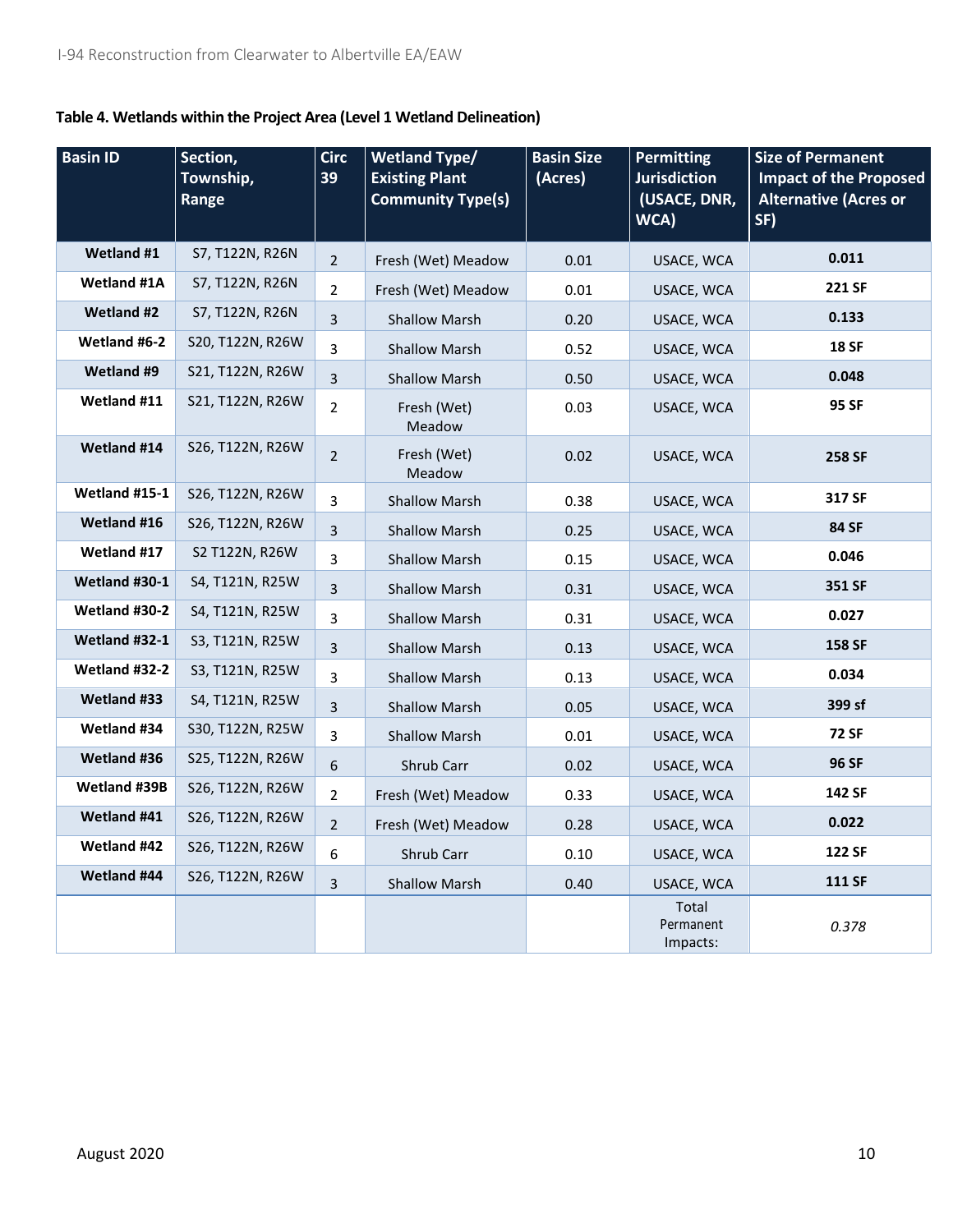**Table 4. Wetlands within the Project Area (Level 1 Wetland Delineation)**

| Basin ID | Section, Township, Range | Circ 39 | Wetland Type/ Existing Plant Community Type(s) | Basin Size (Acres) | Permitting Jurisdiction (USACE, DNR, WCA) | Size of Permanent Impact of the Proposed Alternative (Acres or SF) |
|---|---|---|---|---|---|---|
| **Wetland #1** | S7, T122N, R26N | 2 | Fresh (Wet) Meadow | 0.01 | USACE, WCA | **0.011** |
| **Wetland #1A** | S7, T122N, R26N | 2 | Fresh (Wet) Meadow | 0.01 | USACE, WCA | **221 SF** |
| **Wetland #2** | S7, T122N, R26N | 3 | Shallow Marsh | 0.20 | USACE, WCA | **0.133** |
| **Wetland #6-2** | S20, T122N, R26W | 3 | Shallow Marsh | 0.52 | USACE, WCA | **18 SF** |
| **Wetland #9** | S21, T122N, R26W | 3 | Shallow Marsh | 0.50 | USACE, WCA | **0.048** |
| **Wetland #11** | S21, T122N, R26W | 2 | Fresh (Wet) Meadow | 0.03 | USACE, WCA | **95 SF** |
| **Wetland #14** | S26, T122N, R26W | 2 | Fresh (Wet) Meadow | 0.02 | USACE, WCA | **258 SF** |
| **Wetland #15-1** | S26, T122N, R26W | 3 | Shallow Marsh | 0.38 | USACE, WCA | **317 SF** |
| **Wetland #16** | S26, T122N, R26W | 3 | Shallow Marsh | 0.25 | USACE, WCA | **84 SF** |
| **Wetland #17** | S2 T122N, R26W | 3 | Shallow Marsh | 0.15 | USACE, WCA | **0.046** |
| **Wetland #30-1** | S4, T121N, R25W | 3 | Shallow Marsh | 0.31 | USACE, WCA | **351 SF** |
| **Wetland #30-2** | S4, T121N, R25W | 3 | Shallow Marsh | 0.31 | USACE, WCA | **0.027** |
| **Wetland #32-1** | S3, T121N, R25W | 3 | Shallow Marsh | 0.13 | USACE, WCA | **158 SF** |
| **Wetland #32-2** | S3, T121N, R25W | 3 | Shallow Marsh | 0.13 | USACE, WCA | **0.034** |
| **Wetland #33** | S4, T121N, R25W | 3 | Shallow Marsh | 0.05 | USACE, WCA | **399 sf** |
| **Wetland #34** | S30, T122N, R25W | 3 | Shallow Marsh | 0.01 | USACE, WCA | **72 SF** |
| **Wetland #36** | S25, T122N, R26W | 6 | Shrub Carr | 0.02 | USACE, WCA | **96 SF** |
| **Wetland #39B** | S26, T122N, R26W | 2 | Fresh (Wet) Meadow | 0.33 | USACE, WCA | **142 SF** |
| **Wetland #41** | S26, T122N, R26W | 2 | Fresh (Wet) Meadow | 0.28 | USACE, WCA | **0.022** |
| **Wetland #42** | S26, T122N, R26W | 6 | Shrub Carr | 0.10 | USACE, WCA | **122 SF** |
| **Wetland #44** | S26, T122N, R26W | 3 | Shallow Marsh | 0.40 | USACE, WCA | **111 SF** |
| | | | | | Total Permanent Impacts: | *0.378* |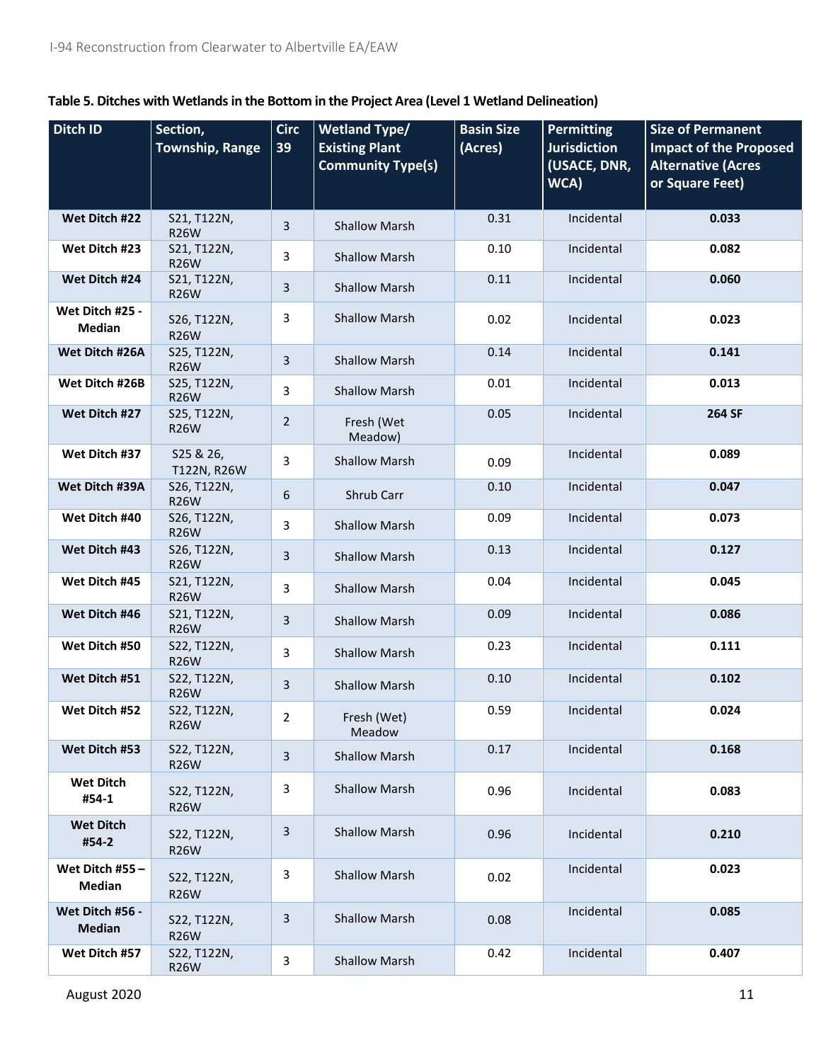**Table 5. Ditches with Wetlands in the Bottom in the Project Area (Level 1 Wetland Delineation)**

| Ditch ID | Section, Township, Range | Circ 39 | Wetland Type/ Existing Plant Community Type(s) | Basin Size (Acres) | Permitting Jurisdiction (USACE, DNR, WCA) | Size of Permanent Impact of the Proposed Alternative (Acres or Square Feet) |
|---|---|---|---|---|---|---|
| **Wet Ditch #22** | S21, T122N, R26W | 3 | Shallow Marsh | 0.31 | Incidental | **0.033** |
| **Wet Ditch #23** | S21, T122N, R26W | 3 | Shallow Marsh | 0.10 | Incidental | **0.082** |
| **Wet Ditch #24** | S21, T122N, R26W | 3 | Shallow Marsh | 0.11 | Incidental | **0.060** |
| **Wet Ditch #25 - Median** | S26, T122N, R26W | 3 | Shallow Marsh | 0.02 | Incidental | **0.023** |
| **Wet Ditch #26A** | S25, T122N, R26W | 3 | Shallow Marsh | 0.14 | Incidental | **0.141** |
| **Wet Ditch #26B** | S25, T122N, R26W | 3 | Shallow Marsh | 0.01 | Incidental | **0.013** |
| **Wet Ditch #27** | S25, T122N, R26W | 2 | Fresh (Wet Meadow) | 0.05 | Incidental | **264 SF** |
| **Wet Ditch #37** | S25 & 26, T122N, R26W | 3 | Shallow Marsh | 0.09 | Incidental | **0.089** |
| **Wet Ditch #39A** | S26, T122N, R26W | 6 | Shrub Carr | 0.10 | Incidental | **0.047** |
| **Wet Ditch #40** | S26, T122N, R26W | 3 | Shallow Marsh | 0.09 | Incidental | **0.073** |
| **Wet Ditch #43** | S26, T122N, R26W | 3 | Shallow Marsh | 0.13 | Incidental | **0.127** |
| **Wet Ditch #45** | S21, T122N, R26W | 3 | Shallow Marsh | 0.04 | Incidental | **0.045** |
| **Wet Ditch #46** | S21, T122N, R26W | 3 | Shallow Marsh | 0.09 | Incidental | **0.086** |
| **Wet Ditch #50** | S22, T122N, R26W | 3 | Shallow Marsh | 0.23 | Incidental | **0.111** |
| **Wet Ditch #51** | S22, T122N, R26W | 3 | Shallow Marsh | 0.10 | Incidental | **0.102** |
| **Wet Ditch #52** | S22, T122N, R26W | 2 | Fresh (Wet) Meadow | 0.59 | Incidental | **0.024** |
| **Wet Ditch #53** | S22, T122N, R26W | 3 | Shallow Marsh | 0.17 | Incidental | **0.168** |
| **Wet Ditch #54-1** | S22, T122N, R26W | 3 | Shallow Marsh | 0.96 | Incidental | **0.083** |
| **Wet Ditch #54-2** | S22, T122N, R26W | 3 | Shallow Marsh | 0.96 | Incidental | **0.210** |
| **Wet Ditch #55 – Median** | S22, T122N, R26W | 3 | Shallow Marsh | 0.02 | Incidental | **0.023** |
| **Wet Ditch #56 - Median** | S22, T122N, R26W | 3 | Shallow Marsh | 0.08 | Incidental | **0.085** |
| **Wet Ditch #57** | S22, T122N, R26W | 3 | Shallow Marsh | 0.42 | Incidental | **0.407** |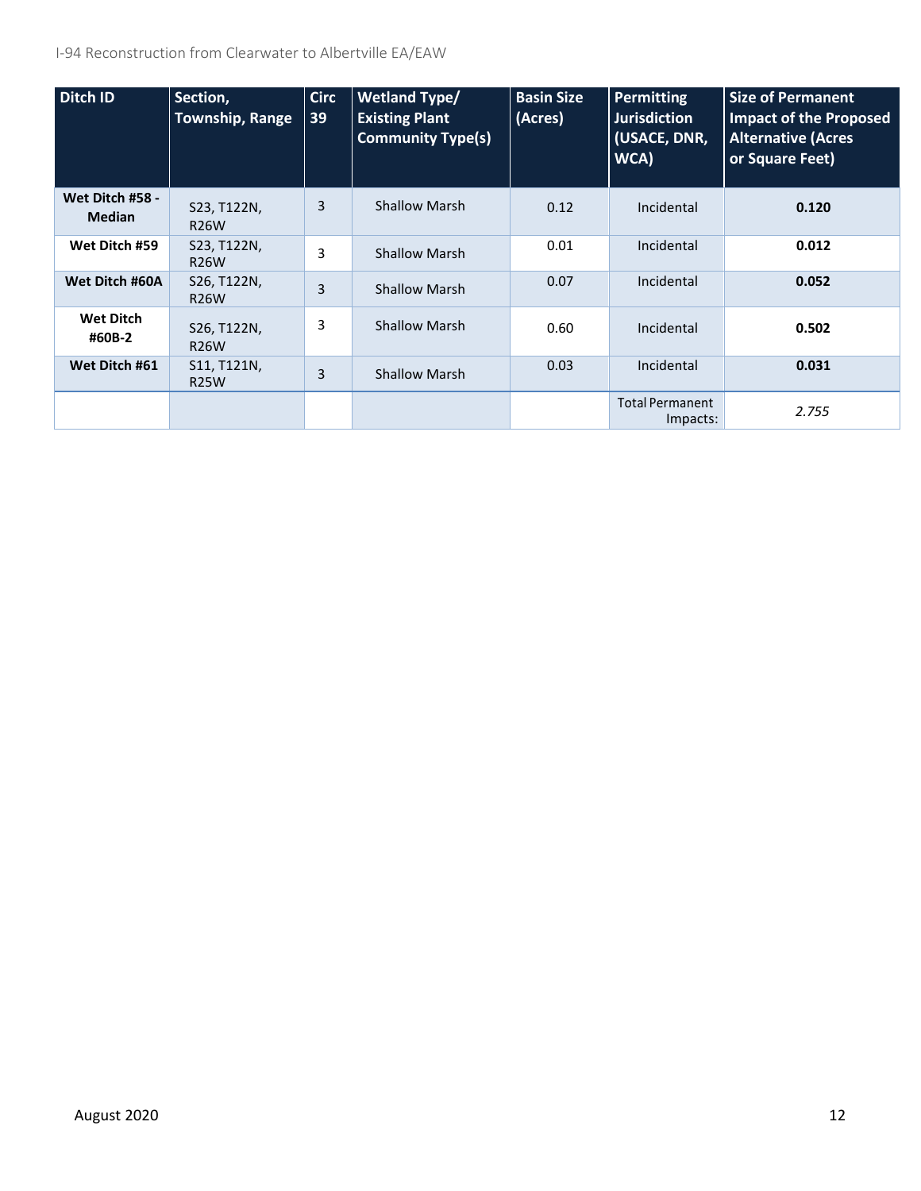| Ditch ID | Section, Township, Range | Circ 39 | Wetland Type/ Existing Plant Community Type(s) | Basin Size (Acres) | Permitting Jurisdiction (USACE, DNR, WCA) | Size of Permanent Impact of the Proposed Alternative (Acres or Square Feet) |
|---|---|---|---|---|---|---|
| **Wet Ditch #58 - Median** | S23, T122N, R26W | 3 | Shallow Marsh | 0.12 | Incidental | **0.120** |
| **Wet Ditch #59** | S23, T122N, R26W | 3 | Shallow Marsh | 0.01 | Incidental | **0.012** |
| **Wet Ditch #60A** | S26, T122N, R26W | 3 | Shallow Marsh | 0.07 | Incidental | **0.052** |
| **Wet Ditch #60B-2** | S26, T122N, R26W | 3 | Shallow Marsh | 0.60 | Incidental | **0.502** |
| **Wet Ditch #61** | S11, T121N, R25W | 3 | Shallow Marsh | 0.03 | Incidental | **0.031** |
| | | | | | Total Permanent Impacts: | *2.755* |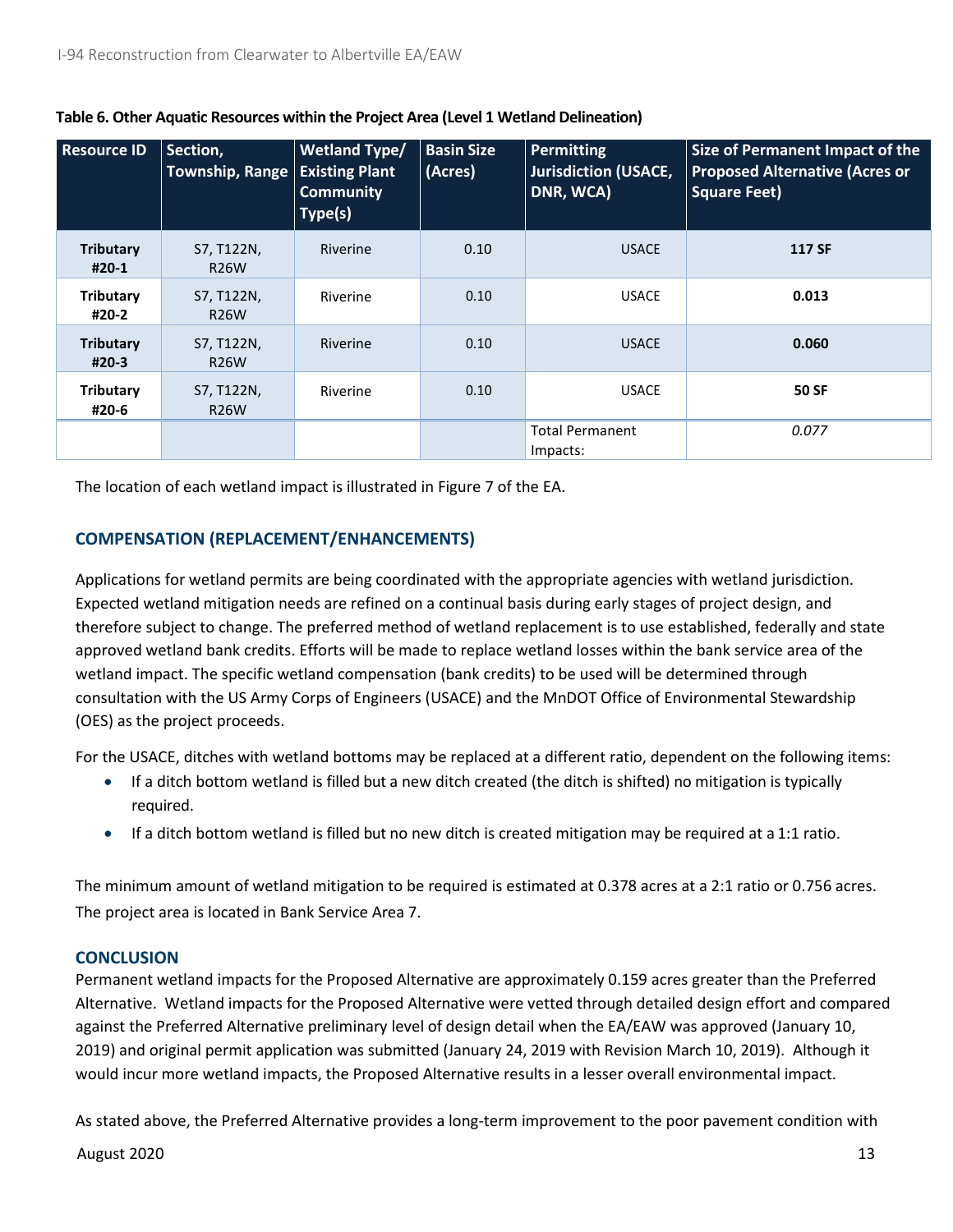**Table 6. Other Aquatic Resources within the Project Area (Level 1 Wetland Delineation)**

| Resource ID | Section, Township, Range | Wetland Type/ Existing Plant Community Type(s) | Basin Size (Acres) | Permitting Jurisdiction (USACE, DNR, WCA) | Size of Permanent Impact of the Proposed Alternative (Acres or Square Feet) |
|---|---|---|---|---|---|
| **Tributary #20-1** | S7, T122N, R26W | Riverine | 0.10 | USACE | **117 SF** |
| **Tributary #20-2** | S7, T122N, R26W | Riverine | 0.10 | USACE | **0.013** |
| **Tributary #20-3** | S7, T122N, R26W | Riverine | 0.10 | USACE | **0.060** |
| **Tributary #20-6** | S7, T122N, R26W | Riverine | 0.10 | USACE | **50 SF** |
| | | | | Total Permanent Impacts: | *0.077* |

The location of each wetland impact is illustrated in Figure 7 of the EA.

## COMPENSATION (REPLACEMENT/ENHANCEMENTS)

Applications for wetland permits are being coordinated with the appropriate agencies with wetland jurisdiction. Expected wetland mitigation needs are refined on a continual basis during early stages of project design, and therefore subject to change. The preferred method of wetland replacement is to use established, federally and state approved wetland bank credits. Efforts will be made to replace wetland losses within the bank service area of the wetland impact. The specific wetland compensation (bank credits) to be used will be determined through consultation with the US Army Corps of Engineers (USACE) and the MnDOT Office of Environmental Stewardship (OES) as the project proceeds.

For the USACE, ditches with wetland bottoms may be replaced at a different ratio, dependent on the following items:

- If a ditch bottom wetland is filled but a new ditch created (the ditch is shifted) no mitigation is typically required.
- If a ditch bottom wetland is filled but no new ditch is created mitigation may be required at a 1:1 ratio.

The minimum amount of wetland mitigation to be required is estimated at 0.378 acres at a 2:1 ratio or 0.756 acres. The project area is located in Bank Service Area 7.

## CONCLUSION

Permanent wetland impacts for the Proposed Alternative are approximately 0.159 acres greater than the Preferred Alternative. Wetland impacts for the Proposed Alternative were vetted through detailed design effort and compared against the Preferred Alternative preliminary level of design detail when the EA/EAW was approved (January 10, 2019) and original permit application was submitted (January 24, 2019 with Revision March 10, 2019). Although it would incur more wetland impacts, the Proposed Alternative results in a lesser overall environmental impact.

As stated above, the Preferred Alternative provides a long-term improvement to the poor pavement condition with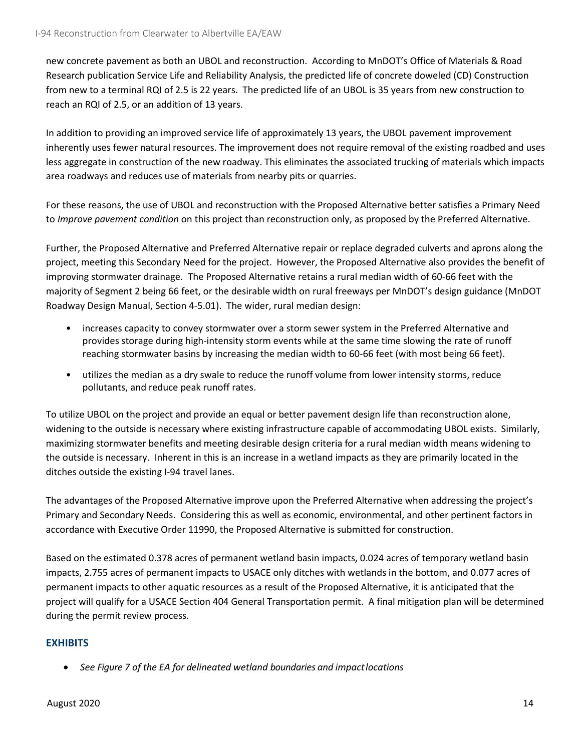new concrete pavement as both an UBOL and reconstruction. According to MnDOT's Office of Materials & Road Research publication Service Life and Reliability Analysis, the predicted life of concrete doweled (CD) Construction from new to a terminal RQI of 2.5 is 22 years. The predicted life of an UBOL is 35 years from new construction to reach an RQI of 2.5, or an addition of 13 years.

In addition to providing an improved service life of approximately 13 years, the UBOL pavement improvement inherently uses fewer natural resources. The improvement does not require removal of the existing roadbed and uses less aggregate in construction of the new roadway. This eliminates the associated trucking of materials which impacts area roadways and reduces use of materials from nearby pits or quarries.

For these reasons, the use of UBOL and reconstruction with the Proposed Alternative better satisfies a Primary Need to *Improve pavement condition* on this project than reconstruction only, as proposed by the Preferred Alternative.

Further, the Proposed Alternative and Preferred Alternative repair or replace degraded culverts and aprons along the project, meeting this Secondary Need for the project. However, the Proposed Alternative also provides the benefit of improving stormwater drainage. The Proposed Alternative retains a rural median width of 60-66 feet with the majority of Segment 2 being 66 feet, or the desirable width on rural freeways per MnDOT's design guidance (MnDOT Roadway Design Manual, Section 4-5.01). The wider, rural median design:

- increases capacity to convey stormwater over a storm sewer system in the Preferred Alternative and provides storage during high-intensity storm events while at the same time slowing the rate of runoff reaching stormwater basins by increasing the median width to 60-66 feet (with most being 66 feet).
- utilizes the median as a dry swale to reduce the runoff volume from lower intensity storms, reduce pollutants, and reduce peak runoff rates.

To utilize UBOL on the project and provide an equal or better pavement design life than reconstruction alone, widening to the outside is necessary where existing infrastructure capable of accommodating UBOL exists. Similarly, maximizing stormwater benefits and meeting desirable design criteria for a rural median width means widening to the outside is necessary. Inherent in this is an increase in a wetland impacts as they are primarily located in the ditches outside the existing I-94 travel lanes.

The advantages of the Proposed Alternative improve upon the Preferred Alternative when addressing the project's Primary and Secondary Needs. Considering this as well as economic, environmental, and other pertinent factors in accordance with Executive Order 11990, the Proposed Alternative is submitted for construction.

Based on the estimated 0.378 acres of permanent wetland basin impacts, 0.024 acres of temporary wetland basin impacts, 2.755 acres of permanent impacts to USACE only ditches with wetlands in the bottom, and 0.077 acres of permanent impacts to other aquatic resources as a result of the Proposed Alternative, it is anticipated that the project will qualify for a USACE Section 404 General Transportation permit. A final mitigation plan will be determined during the permit review process.

### EXHIBITS

- *See Figure 7 of the EA for delineated wetland boundaries and impact locations*